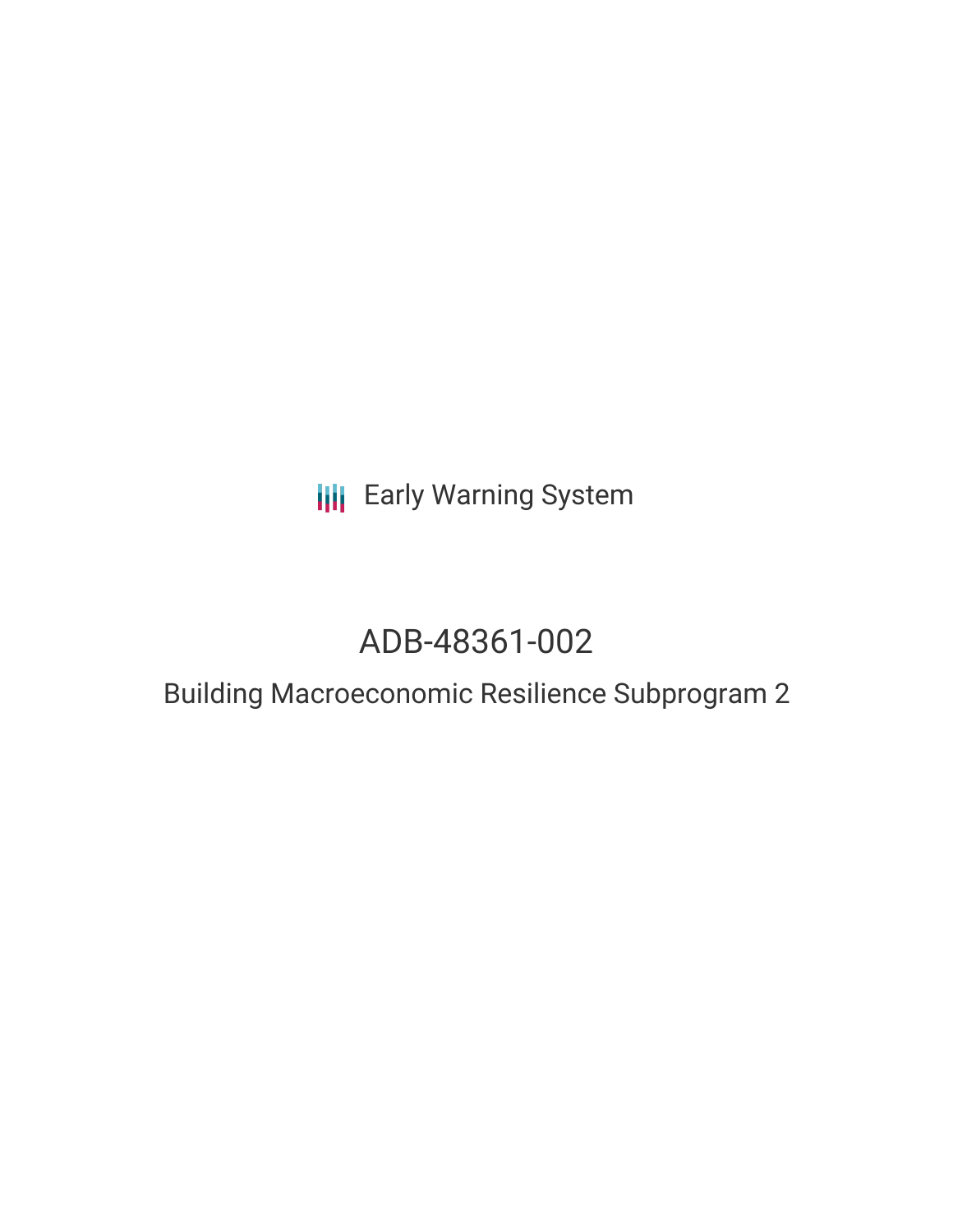Early Warning System

# ADB-48361-002

## Building Macroeconomic Resilience Subprogram 2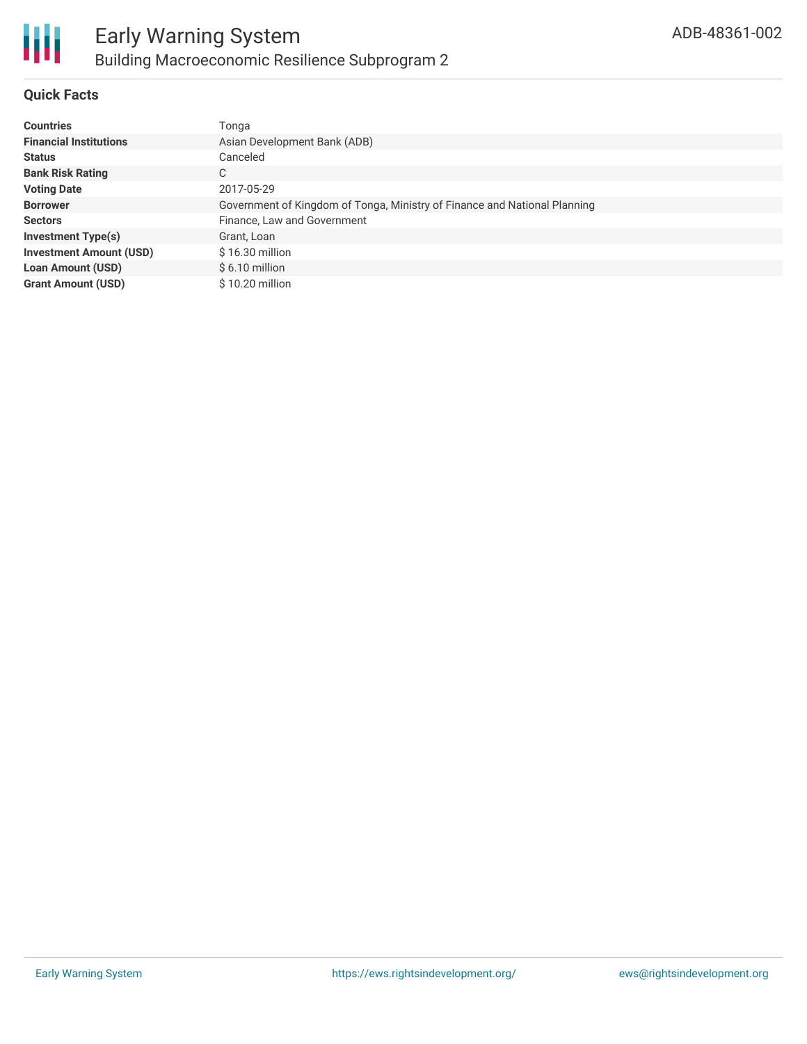# Early Warning System

## Building Macroeconomic Resilience Subprogram 2

ADB-48361-002

### Quick Facts

| | |
|---|---|
| **Countries** | Tonga |
| **Financial Institutions** | Asian Development Bank (ADB) |
| **Status** | Canceled |
| **Bank Risk Rating** | C |
| **Voting Date** | 2017-05-29 |
| **Borrower** | Government of Kingdom of Tonga, Ministry of Finance and National Planning |
| **Sectors** | Finance, Law and Government |
| **Investment Type(s)** | Grant, Loan |
| **Investment Amount (USD)** | $ 16.30 million |
| **Loan Amount (USD)** | $ 6.10 million |
| **Grant Amount (USD)** | $ 10.20 million |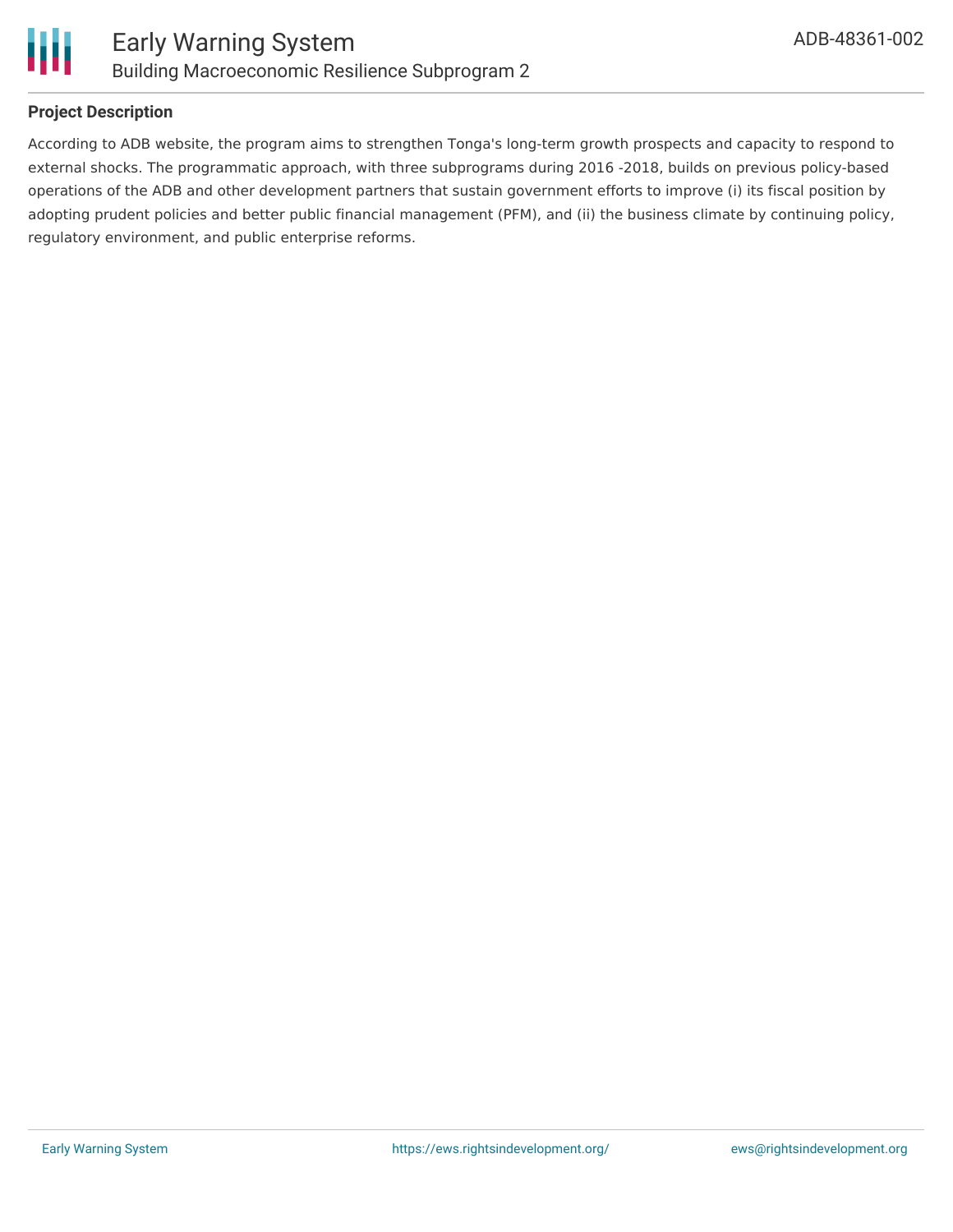### Project Description

According to ADB website, the program aims to strengthen Tonga's long-term growth prospects and capacity to respond to external shocks. The programmatic approach, with three subprograms during 2016 -2018, builds on previous policy-based operations of the ADB and other development partners that sustain government efforts to improve (i) its fiscal position by adopting prudent policies and better public financial management (PFM), and (ii) the business climate by continuing policy, regulatory environment, and public enterprise reforms.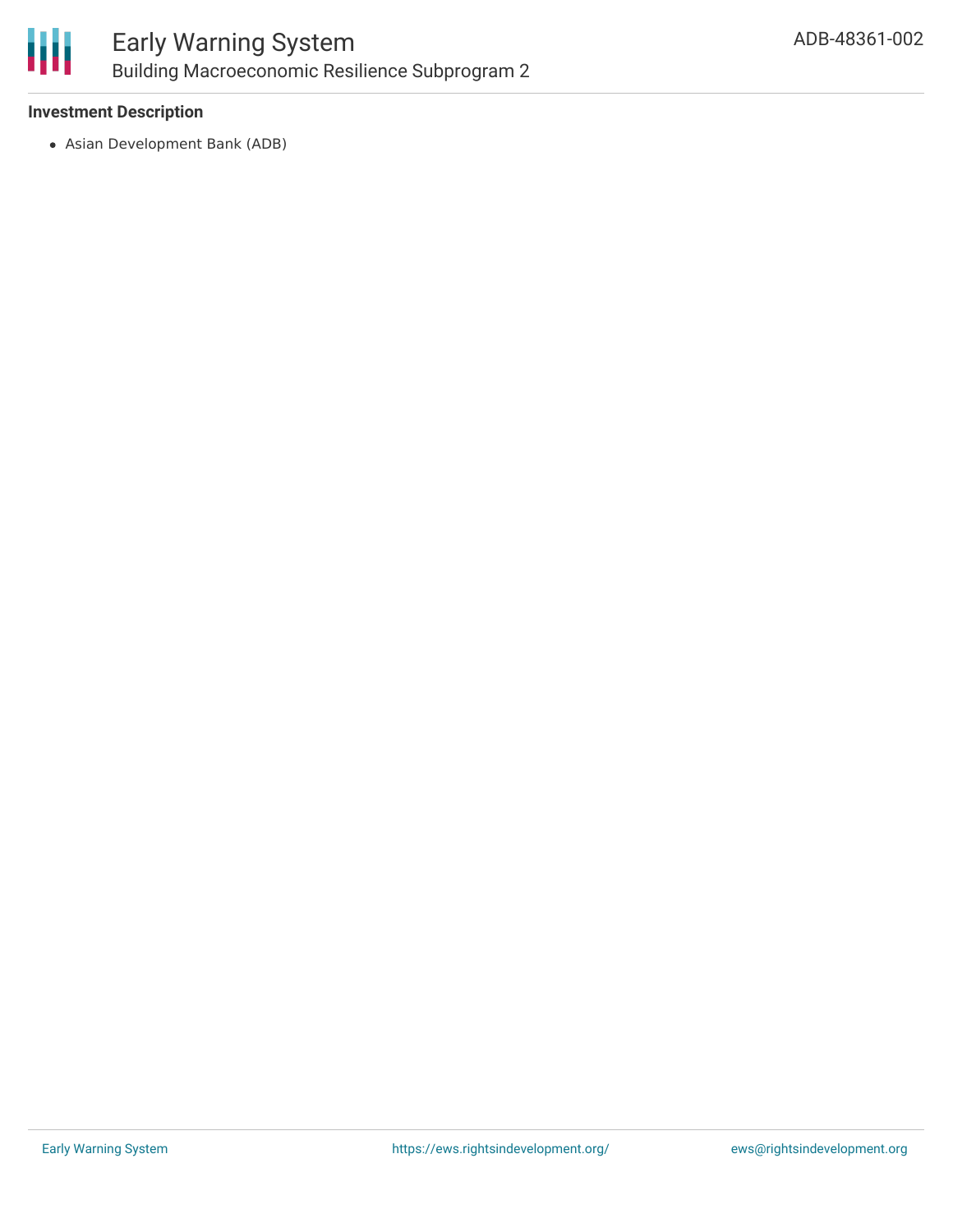**Investment Description**

- Asian Development Bank (ADB)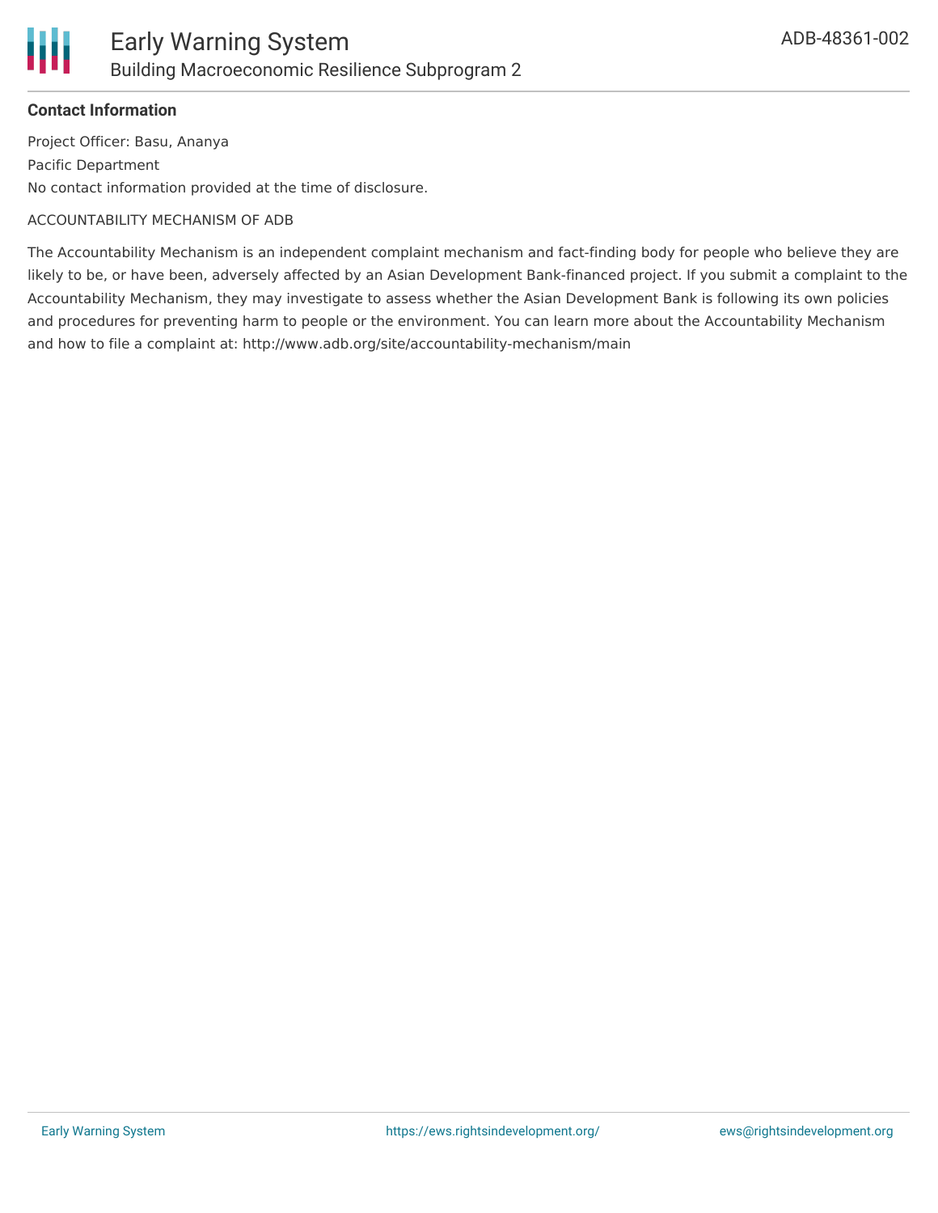**Contact Information**

Project Officer: Basu, Ananya

Pacific Department

No contact information provided at the time of disclosure.

ACCOUNTABILITY MECHANISM OF ADB

The Accountability Mechanism is an independent complaint mechanism and fact-finding body for people who believe they are likely to be, or have been, adversely affected by an Asian Development Bank-financed project. If you submit a complaint to the Accountability Mechanism, they may investigate to assess whether the Asian Development Bank is following its own policies and procedures for preventing harm to people or the environment. You can learn more about the Accountability Mechanism and how to file a complaint at: http://www.adb.org/site/accountability-mechanism/main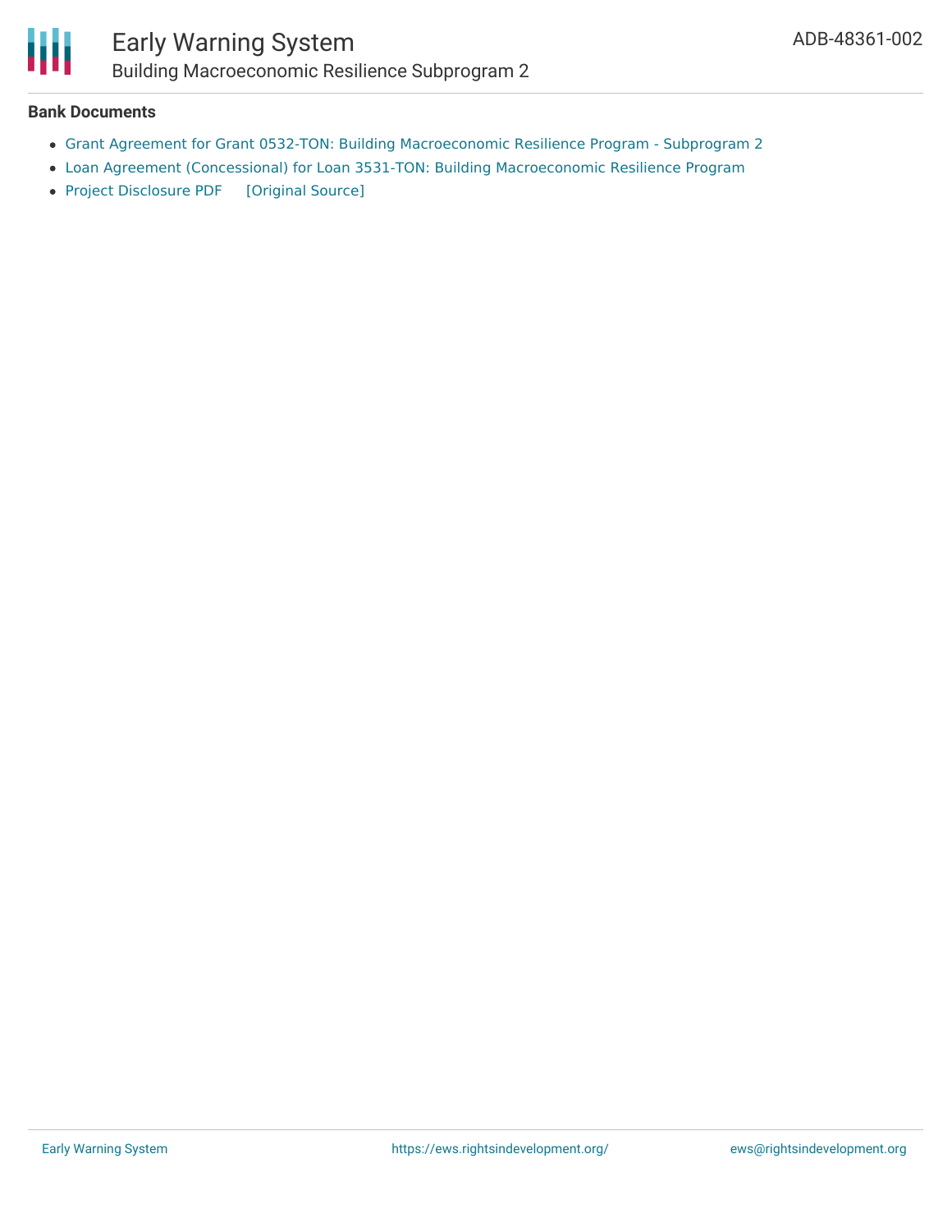**Bank Documents**

- Grant Agreement for Grant 0532-TON: Building Macroeconomic Resilience Program - Subprogram 2
- Loan Agreement (Concessional) for Loan 3531-TON: Building Macroeconomic Resilience Program
- Project Disclosure PDF [Original Source]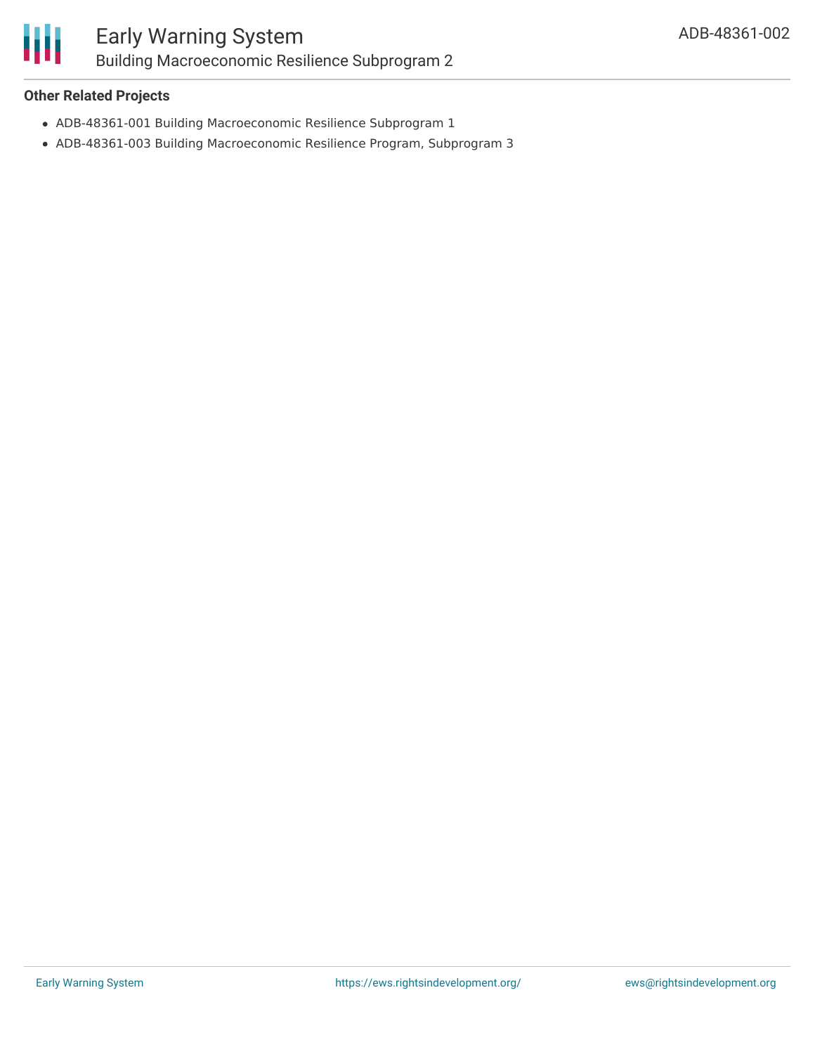### Other Related Projects

- ADB-48361-001 Building Macroeconomic Resilience Subprogram 1
- ADB-48361-003 Building Macroeconomic Resilience Program, Subprogram 3